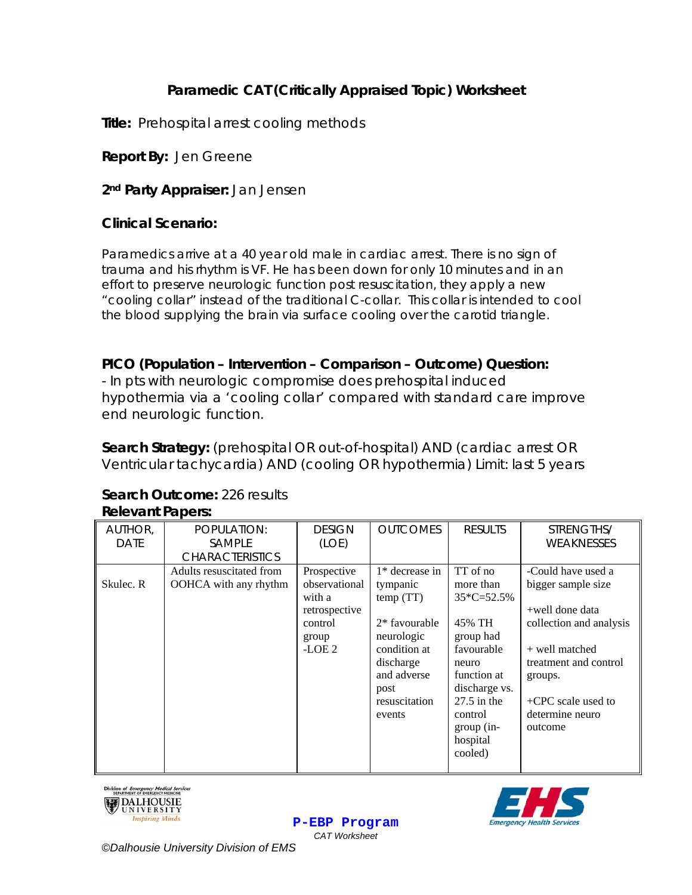# Paramedic CAT (Critically Appraised Topic) Worksheet

**Title:** Prehospital arrest cooling methods

**Report By:** Jen Greene

**2nd Party Appraiser:** Jan Jensen

**Clinical Scenario:**

Paramedics arrive at a 40 year old male in cardiac arrest. There is no sign of trauma and his rhythm is VF. He has been down for only 10 minutes and in an effort to preserve neurologic function post resuscitation, they apply a new "cooling collar" instead of the traditional C-collar. This collar is intended to cool the blood supplying the brain via surface cooling over the carotid triangle.

**PICO (Population – Intervention – Comparison – Outcome) Question:**
- In pts with neurologic compromise does prehospital induced hypothermia via a 'cooling collar' compared with standard care improve end neurologic function.

**Search Strategy:** (prehospital OR out-of-hospital) AND (cardiac arrest OR Ventricular tachycardia) AND (cooling OR hypothermia) Limit: last 5 years

**Search Outcome:** 226 results

**Relevant Papers:**

| AUTHOR, DATE | POPULATION: SAMPLE CHARACTERISTICS | DESIGN (LOE) | OUTCOMES | RESULTS | STRENGTHS/ WEAKNESSES |
|---|---|---|---|---|---|
| Skulec. R | Adults resuscitated from OOHCA with any rhythm | Prospective observational with a retrospective control group -LOE 2 | 1* decrease in tympanic temp (TT)<br><br>2* favourable neurologic condition at discharge and adverse post resuscitation events | TT of no more than 35*C=52.5%<br><br>45% TH group had favourable neuro function at discharge vs. 27.5 in the control group (in-hospital cooled) | -Could have used a bigger sample size<br><br>+well done data collection and analysis<br><br>+ well matched treatment and control groups.<br><br>+CPC scale used to determine neuro outcome |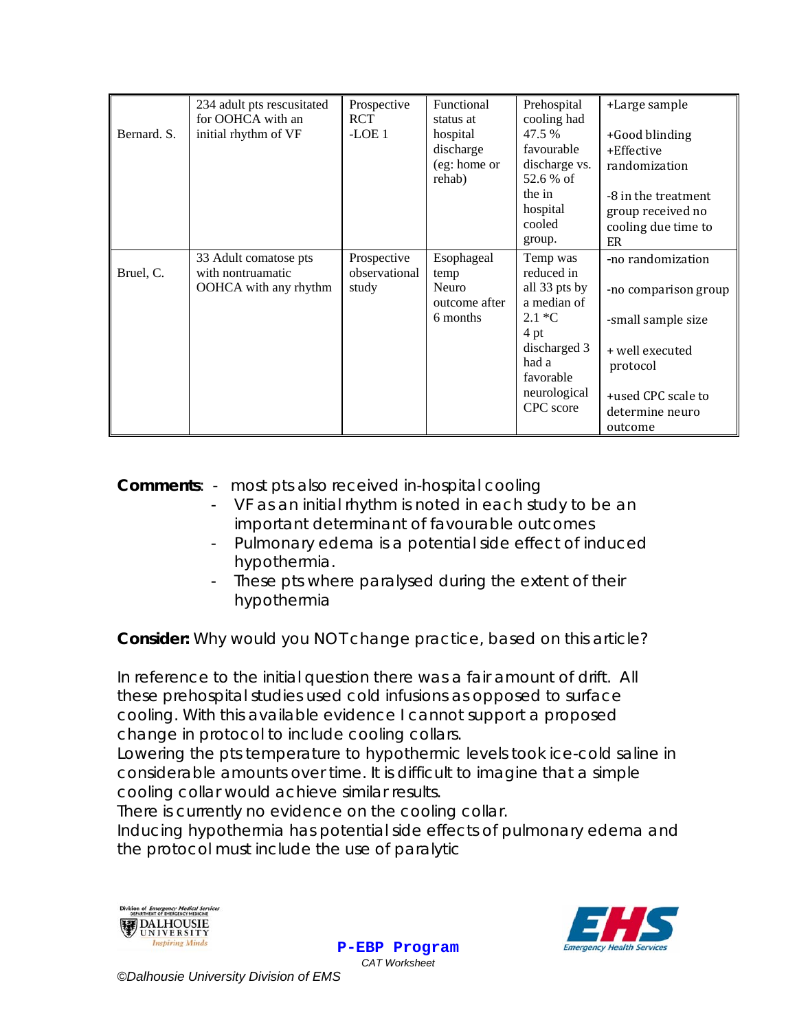| Bernard. S. | 234 adult pts rescusitated for OOHCA with an initial rhythm of VF | Prospective RCT -LOE 1 | Functional status at hospital discharge (eg: home or rehab) | Prehospital cooling had 47.5 % favourable discharge vs. 52.6 % of the in hospital cooled group. | +Large sample<br><br>+Good blinding<br>+Effective randomization<br><br>-8 in the treatment group received no cooling due time to ER |
|---|---|---|---|---|---|
| Bruel, C. | 33 Adult comatose pts with nontruamatic OOHCA with any rhythm | Prospective observational study | Esophageal temp<br>Neuro outcome after 6 months | Temp was reduced in all 33 pts by a median of 2.1 *C<br>4 pt discharged 3 had a favorable neurological CPC score | -no randomization<br><br>-no comparison group<br><br>-small sample size<br><br>+ well executed protocol<br><br>+used CPC scale to determine neuro outcome |

**Comments**: - most pts also received in-hospital cooling
- VF as an initial rhythm is noted in each study to be an important determinant of favourable outcomes
- Pulmonary edema is a potential side effect of induced hypothermia.
- These pts where paralysed during the extent of their hypothermia

**Consider:** Why would you NOT change practice, based on this article?

In reference to the initial question there was a fair amount of drift. All these prehospital studies used cold infusions as opposed to surface cooling. With this available evidence I cannot support a proposed change in protocol to include cooling collars.
Lowering the pts temperature to hypothermic levels took ice-cold saline in considerable amounts over time. It is difficult to imagine that a simple cooling collar would achieve similar results.
There is currently no evidence on the cooling collar.
Inducing hypothermia has potential side effects of pulmonary edema and the protocol must include the use of paralytic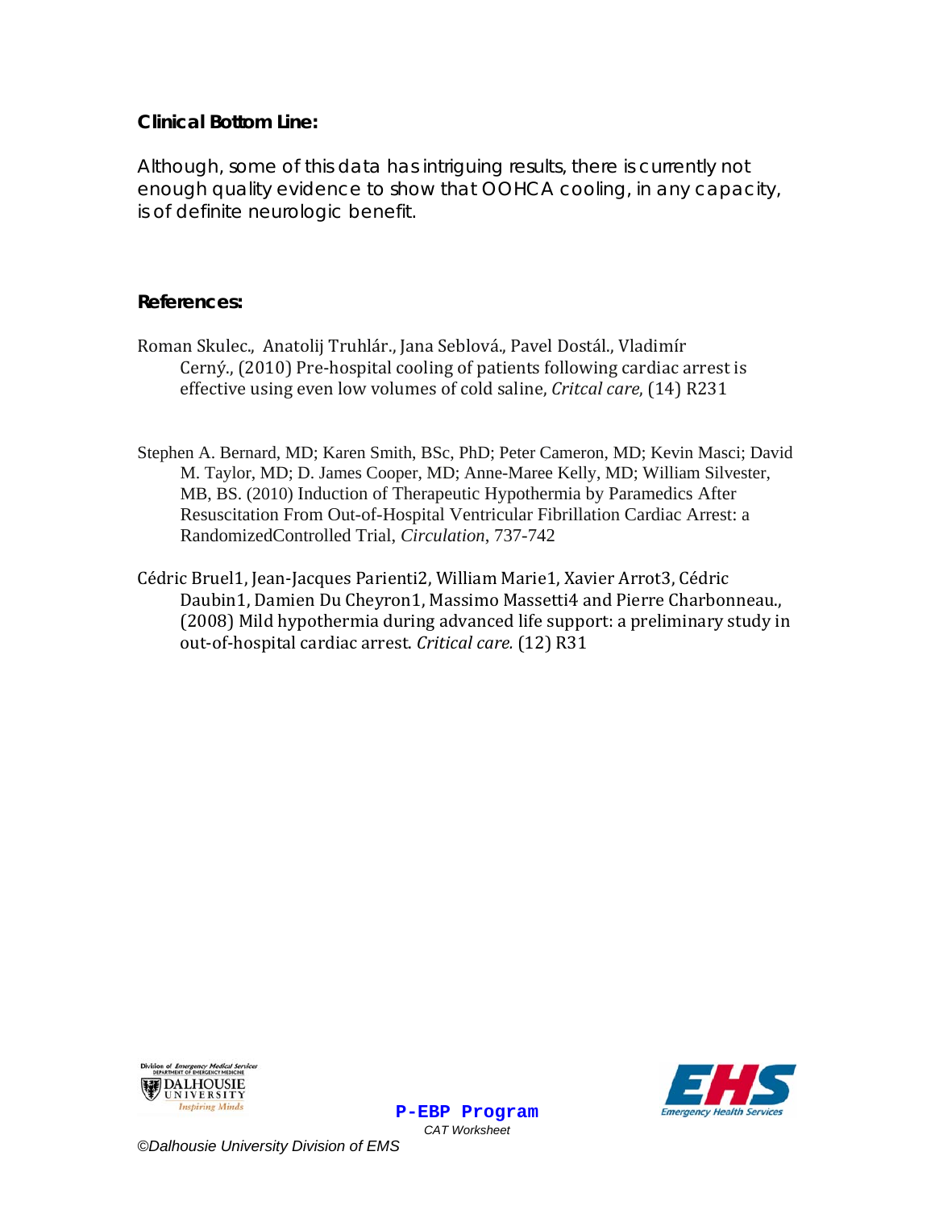**Clinical Bottom Line:**

Although, some of this data has intriguing results, there is currently not enough quality evidence to show that OOHCA cooling, in any capacity, is of definite neurologic benefit.

**References:**

Roman Skulec., Anatolij Truhlár., Jana Seblová., Pavel Dostál., Vladimír Cerný., (2010) Pre-hospital cooling of patients following cardiac arrest is effective using even low volumes of cold saline, *Critcal care*, (14) R231

Stephen A. Bernard, MD; Karen Smith, BSc, PhD; Peter Cameron, MD; Kevin Masci; David M. Taylor, MD; D. James Cooper, MD; Anne-Maree Kelly, MD; William Silvester, MB, BS. (2010) Induction of Therapeutic Hypothermia by Paramedics After Resuscitation From Out-of-Hospital Ventricular Fibrillation Cardiac Arrest: a RandomizedControlled Trial, *Circulation*, 737-742

Cédric Bruel1, Jean-Jacques Parienti2, William Marie1, Xavier Arrot3, Cédric Daubin1, Damien Du Cheyron1, Massimo Massetti4 and Pierre Charbonneau., (2008) Mild hypothermia during advanced life support: a preliminary study in out-of-hospital cardiac arrest. *Critical care.* (12) R31